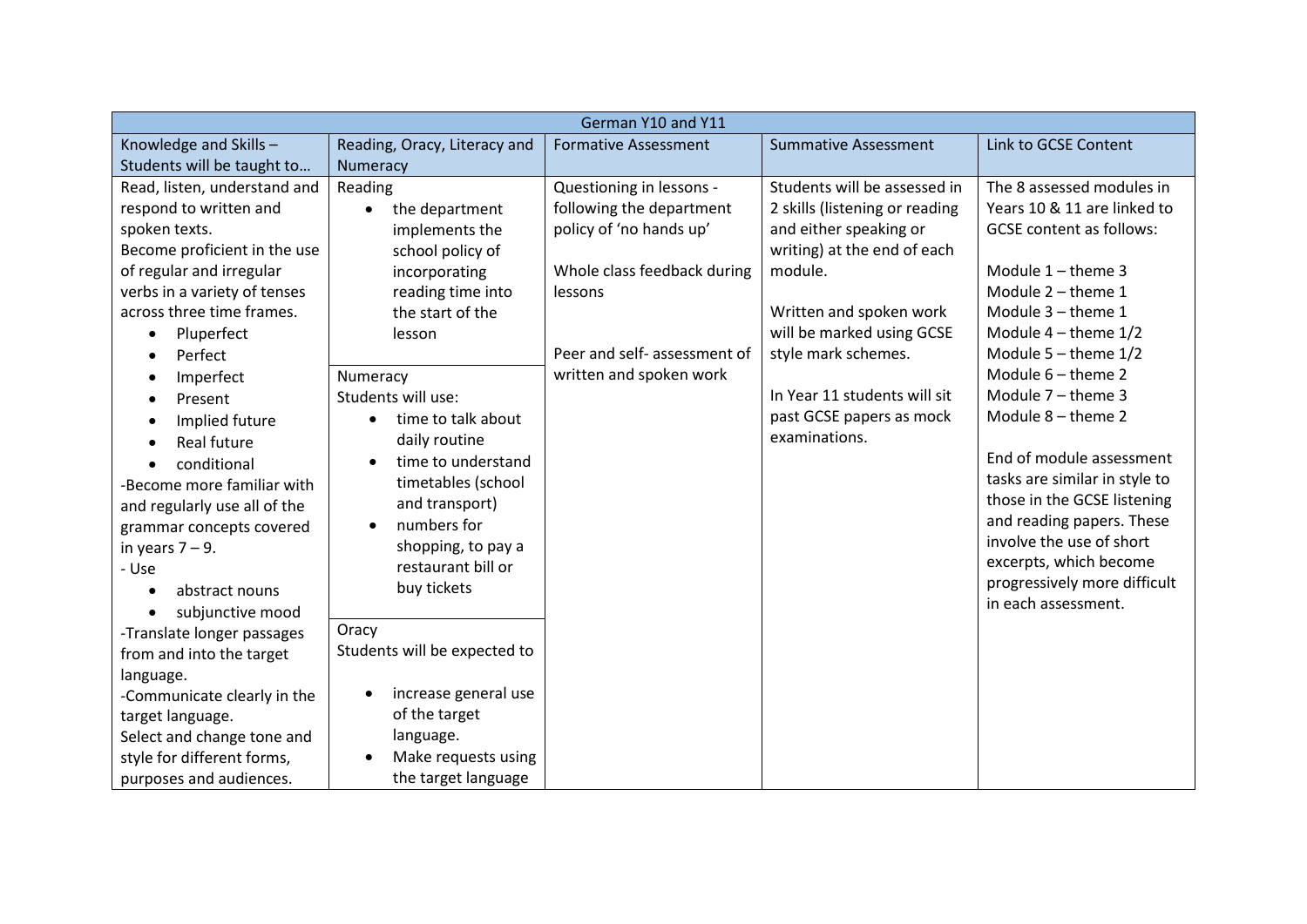| German Y10 and Y11 | | | | |
|---|---|---|---|---|
| Knowledge and Skills – Students will be taught to… | Reading, Oracy, Literacy and Numeracy | Formative Assessment | Summative Assessment | Link to GCSE Content |
| Read, listen, understand and respond to written and spoken texts.<br>Become proficient in the use of regular and irregular verbs in a variety of tenses across three time frames.<br>• Pluperfect<br>• Perfect<br>• Imperfect<br>• Present<br>• Implied future<br>• Real future<br>• conditional<br>-Become more familiar with and regularly use all of the grammar concepts covered in years 7 – 9.<br>- Use<br>• abstract nouns<br>• subjunctive mood<br>-Translate longer passages from and into the target language.<br>-Communicate clearly in the target language.<br>Select and change tone and style for different forms, purposes and audiences. | Reading<br>• the department implements the school policy of incorporating reading time into the start of the lesson<br><br>Numeracy<br>Students will use:<br>• time to talk about daily routine<br>• time to understand timetables (school and transport)<br>• numbers for shopping, to pay a restaurant bill or buy tickets<br><br>Oracy<br>Students will be expected to<br>• increase general use of the target language.<br>• Make requests using the target language | Questioning in lessons - following the department policy of 'no hands up'<br><br>Whole class feedback during lessons<br><br>Peer and self- assessment of written and spoken work | Students will be assessed in 2 skills (listening or reading and either speaking or writing) at the end of each module.<br><br>Written and spoken work will be marked using GCSE style mark schemes.<br><br>In Year 11 students will sit past GCSE papers as mock examinations. | The 8 assessed modules in Years 10 & 11 are linked to GCSE content as follows:<br><br>Module 1 – theme 3<br>Module 2 – theme 1<br>Module 3 – theme 1<br>Module 4 – theme 1/2<br>Module 5 – theme 1/2<br>Module 6 – theme 2<br>Module 7 – theme 3<br>Module 8 – theme 2<br><br>End of module assessment tasks are similar in style to those in the GCSE listening and reading papers. These involve the use of short excerpts, which become progressively more difficult in each assessment. |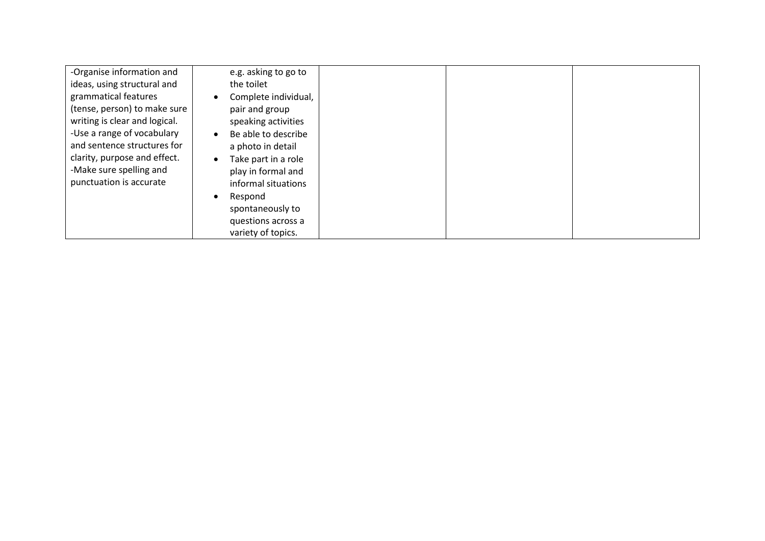| | | | | |
|---|---|---|---|---|
| -Organise information and ideas, using structural and grammatical features (tense, person) to make sure writing is clear and logical.<br>-Use a range of vocabulary and sentence structures for clarity, purpose and effect.<br>-Make sure spelling and punctuation is accurate | e.g. asking to go to the toilet<br>• Complete individual, pair and group speaking activities<br>• Be able to describe a photo in detail<br>• Take part in a role play in formal and informal situations<br>• Respond spontaneously to questions across a variety of topics. | | | |